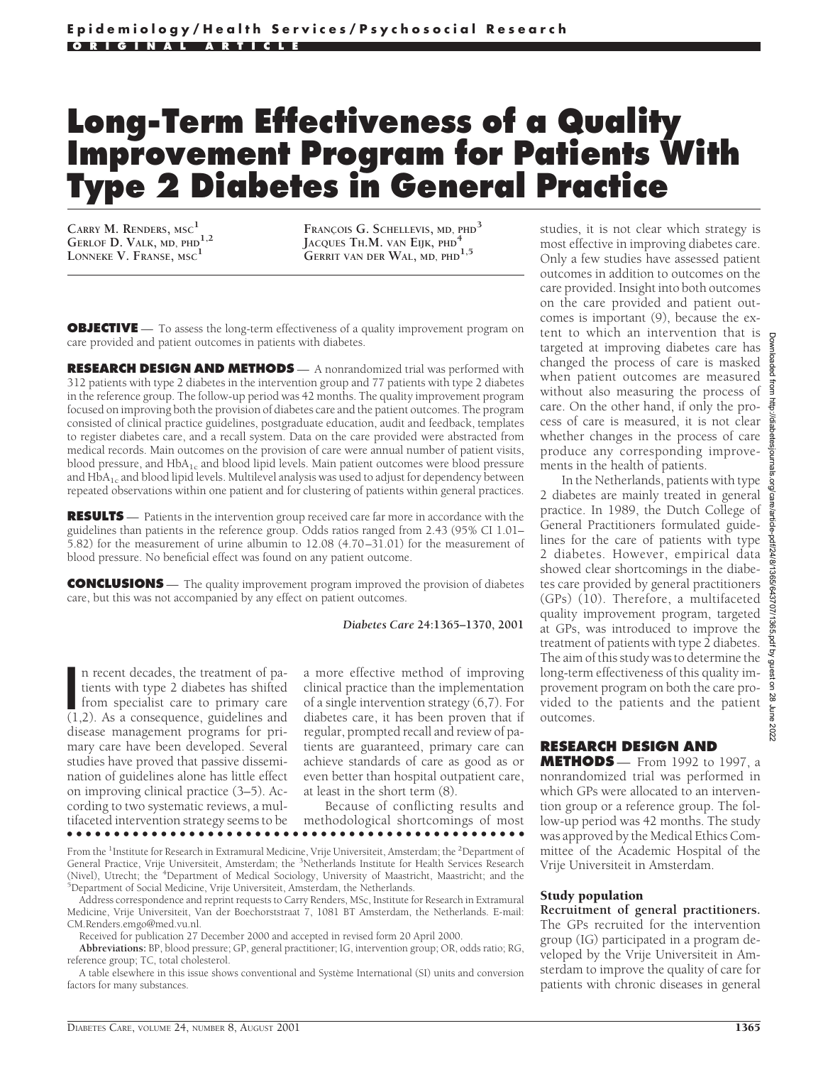# Long-Term Effectiveness of a Quality Improvement Program for Patients With Type 2 Diabetes in General Practice

CARRY M. RENDERS, MSC[1]
GERLOF D. VALK, MD, PHD[1,2]
LONNEKE V. FRANSE, MSC[1]
FRANÇOIS G. SCHELLEVIS, MD, PHD[3]
JACQUES TH.M. VAN EIJK, PHD[4]
GERRIT VAN DER WAL, MD, PHD[1,5]

**OBJECTIVE** — To assess the long-term effectiveness of a quality improvement program on care provided and patient outcomes in patients with diabetes.

**RESEARCH DESIGN AND METHODS** — A nonrandomized trial was performed with 312 patients with type 2 diabetes in the intervention group and 77 patients with type 2 diabetes in the reference group. The follow-up period was 42 months. The quality improvement program focused on improving both the provision of diabetes care and the patient outcomes. The program consisted of clinical practice guidelines, postgraduate education, audit and feedback, templates to register diabetes care, and a recall system. Data on the care provided were abstracted from medical records. Main outcomes on the provision of care were annual number of patient visits, blood pressure, and $HbA_{1c}$ and blood lipid levels. Main patient outcomes were blood pressure and $HbA_{1c}$ and blood lipid levels. Multilevel analysis was used to adjust for dependency between repeated observations within one patient and for clustering of patients within general practices.

**RESULTS** — Patients in the intervention group received care far more in accordance with the guidelines than patients in the reference group. Odds ratios ranged from 2.43 (95% CI 1.01–5.82) for the measurement of urine albumin to 12.08 (4.70–31.01) for the measurement of blood pressure. No beneficial effect was found on any patient outcome.

**CONCLUSIONS** — The quality improvement program improved the provision of diabetes care, but this was not accompanied by any effect on patient outcomes.

*Diabetes Care* 24:1365–1370, 2001

In recent decades, the treatment of patients with type 2 diabetes has shifted from specialist care to primary care (1,2). As a consequence, guidelines and disease management programs for primary care have been developed. Several studies have proved that passive dissemination of guidelines alone has little effect on improving clinical practice (3–5). According to two systematic reviews, a multifaceted intervention strategy seems to be a more effective method of improving clinical practice than the implementation of a single intervention strategy (6,7). For diabetes care, it has been proven that if regular, prompted recall and review of patients are guaranteed, primary care can achieve standards of care as good as or even better than hospital outpatient care, at least in the short term (8).

Because of conflicting results and methodological shortcomings of most studies, it is not clear which strategy is most effective in improving diabetes care. Only a few studies have assessed patient outcomes in addition to outcomes on the care provided. Insight into both outcomes on the care provided and patient outcomes is important (9), because the extent to which an intervention that is targeted at improving diabetes care has changed the process of care is masked when patient outcomes are measured without also measuring the process of care. On the other hand, if only the process of care is measured, it is not clear whether changes in the process of care produce any corresponding improvements in the health of patients.

In the Netherlands, patients with type 2 diabetes are mainly treated in general practice. In 1989, the Dutch College of General Practitioners formulated guidelines for the care of patients with type 2 diabetes. However, empirical data showed clear shortcomings in the diabetes care provided by general practitioners (GPs) (10). Therefore, a multifaceted quality improvement program, targeted at GPs, was introduced to improve the treatment of patients with type 2 diabetes. The aim of this study was to determine the long-term effectiveness of this quality improvement program on both the care provided to the patients and the patient outcomes.

## RESEARCH DESIGN AND METHODS

From 1992 to 1997, a nonrandomized trial was performed in which GPs were allocated to an intervention group or a reference group. The follow-up period was 42 months. The study was approved by the Medical Ethics Committee of the Academic Hospital of the Vrije Universiteit in Amsterdam.

### Study population

**Recruitment of general practitioners.** The GPs recruited for the intervention group (IG) participated in a program developed by the Vrije Universiteit in Amsterdam to improve the quality of care for patients with chronic diseases in general

From the [1]Institute for Research in Extramural Medicine, Vrije Universiteit, Amsterdam; the [2]Department of General Practice, Vrije Universiteit, Amsterdam; the [3]Netherlands Institute for Health Services Research (Nivel), Utrecht; the [4]Department of Medical Sociology, University of Maastricht, Maastricht; and the [5]Department of Social Medicine, Vrije Universiteit, Amsterdam, the Netherlands.

Address correspondence and reprint requests to Carry Renders, MSc, Institute for Research in Extramural Medicine, Vrije Universiteit, Van der Boechorststraat 7, 1081 BT Amsterdam, the Netherlands. E-mail: CM.Renders.emgo@med.vu.nl.

Received for publication 27 December 2000 and accepted in revised form 20 April 2000.

**Abbreviations:** BP, blood pressure; GP, general practitioner; IG, intervention group; OR, odds ratio; RG, reference group; TC, total cholesterol.

A table elsewhere in this issue shows conventional and Système International (SI) units and conversion factors for many substances.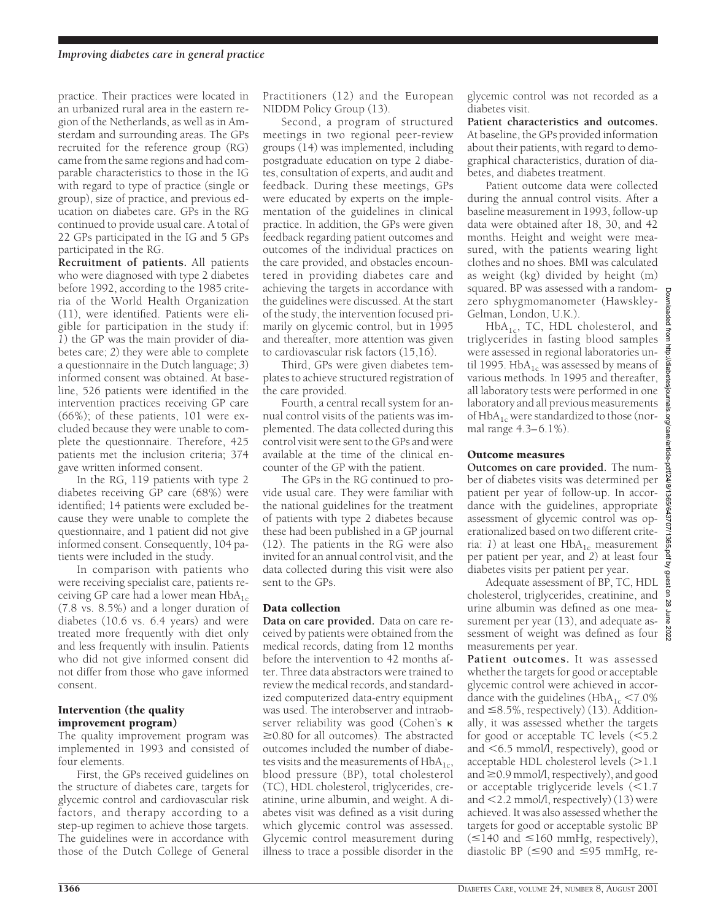practice. Their practices were located in an urbanized rural area in the eastern region of the Netherlands, as well as in Amsterdam and surrounding areas. The GPs recruited for the reference group (RG) came from the same regions and had comparable characteristics to those in the IG with regard to type of practice (single or group), size of practice, and previous education on diabetes care. GPs in the RG continued to provide usual care. A total of 22 GPs participated in the IG and 5 GPs participated in the RG.

**Recruitment of patients.** All patients who were diagnosed with type 2 diabetes before 1992, according to the 1985 criteria of the World Health Organization (11), were identified. Patients were eligible for participation in the study if: *1*) the GP was the main provider of diabetes care; *2*) they were able to complete a questionnaire in the Dutch language; *3*) informed consent was obtained. At baseline, 526 patients were identified in the intervention practices receiving GP care (66%); of these patients, 101 were excluded because they were unable to complete the questionnaire. Therefore, 425 patients met the inclusion criteria; 374 gave written informed consent.

In the RG, 119 patients with type 2 diabetes receiving GP care (68%) were identified; 14 patients were excluded because they were unable to complete the questionnaire, and 1 patient did not give informed consent. Consequently, 104 patients were included in the study.

In comparison with patients who were receiving specialist care, patients receiving GP care had a lower mean $HbA_{1c}$ (7.8 vs. 8.5%) and a longer duration of diabetes (10.6 vs. 6.4 years) and were treated more frequently with diet only and less frequently with insulin. Patients who did not give informed consent did not differ from those who gave informed consent.

### Intervention (the quality improvement program)

The quality improvement program was implemented in 1993 and consisted of four elements.

First, the GPs received guidelines on the structure of diabetes care, targets for glycemic control and cardiovascular risk factors, and therapy according to a step-up regimen to achieve those targets. The guidelines were in accordance with those of the Dutch College of General Practitioners (12) and the European NIDDM Policy Group (13).

Second, a program of structured meetings in two regional peer-review groups (14) was implemented, including postgraduate education on type 2 diabetes, consultation of experts, and audit and feedback. During these meetings, GPs were educated by experts on the implementation of the guidelines in clinical practice. In addition, the GPs were given feedback regarding patient outcomes and outcomes of the individual practices on the care provided, and obstacles encountered in providing diabetes care and achieving the targets in accordance with the guidelines were discussed. At the start of the study, the intervention focused primarily on glycemic control, but in 1995 and thereafter, more attention was given to cardiovascular risk factors (15,16).

Third, GPs were given diabetes templates to achieve structured registration of the care provided.

Fourth, a central recall system for annual control visits of the patients was implemented. The data collected during this control visit were sent to the GPs and were available at the time of the clinical encounter of the GP with the patient.

The GPs in the RG continued to provide usual care. They were familiar with the national guidelines for the treatment of patients with type 2 diabetes because these had been published in a GP journal (12). The patients in the RG were also invited for an annual control visit, and the data collected during this visit were also sent to the GPs.

### Data collection

**Data on care provided.** Data on care received by patients were obtained from the medical records, dating from 12 months before the intervention to 42 months after. Three data abstractors were trained to review the medical records, and standardized computerized data-entry equipment was used. The interobserver and intraobserver reliability was good (Cohen's $\kappa \geq 0.80$ for all outcomes). The abstracted outcomes included the number of diabetes visits and the measurements of $HbA_{1c}$, blood pressure (BP), total cholesterol (TC), HDL cholesterol, triglycerides, creatinine, urine albumin, and weight. A diabetes visit was defined as a visit during which glycemic control was assessed. Glycemic control measurement during illness to trace a possible disorder in the glycemic control was not recorded as a diabetes visit.

**Patient characteristics and outcomes.** At baseline, the GPs provided information about their patients, with regard to demographical characteristics, duration of diabetes, and diabetes treatment.

Patient outcome data were collected during the annual control visits. After a baseline measurement in 1993, follow-up data were obtained after 18, 30, and 42 months. Height and weight were measured, with the patients wearing light clothes and no shoes. BMI was calculated as weight (kg) divided by height (m) squared. BP was assessed with a random-zero sphygmomanometer (Hawskley-Gelman, London, U.K.).

$HbA_{1c}$, TC, HDL cholesterol, and triglycerides in fasting blood samples were assessed in regional laboratories until 1995. $HbA_{1c}$ was assessed by means of various methods. In 1995 and thereafter, all laboratory tests were performed in one laboratory and all previous measurements of $HbA_{1c}$ were standardized to those (normal range 4.3–6.1%).

### Outcome measures

**Outcomes on care provided.** The number of diabetes visits was determined per patient per year of follow-up. In accordance with the guidelines, appropriate assessment of glycemic control was operationalized based on two different criteria: *1*) at least one $HbA_{1c}$ measurement per patient per year, and *2*) at least four diabetes visits per patient per year.

Adequate assessment of BP, TC, HDL cholesterol, triglycerides, creatinine, and urine albumin was defined as one measurement per year (13), and adequate assessment of weight was defined as four measurements per year.

**Patient outcomes.** It was assessed whether the targets for good or acceptable glycemic control were achieved in accordance with the guidelines ($HbA_{1c} < 7.0\%$ and $\leq 8.5\%$, respectively) (13). Additionally, it was assessed whether the targets for good or acceptable TC levels ($<5.2$ and $<6.5$ mmol/l, respectively), good or acceptable HDL cholesterol levels ($>1.1$ and $\geq 0.9$ mmol/l, respectively), and good or acceptable triglyceride levels ($<1.7$ and $<2.2$ mmol/l, respectively) (13) were achieved. It was also assessed whether the targets for good or acceptable systolic BP ($\leq 140$ and $\leq 160$ mmHg, respectively), diastolic BP ($\leq 90$ and $\leq 95$ mmHg, re-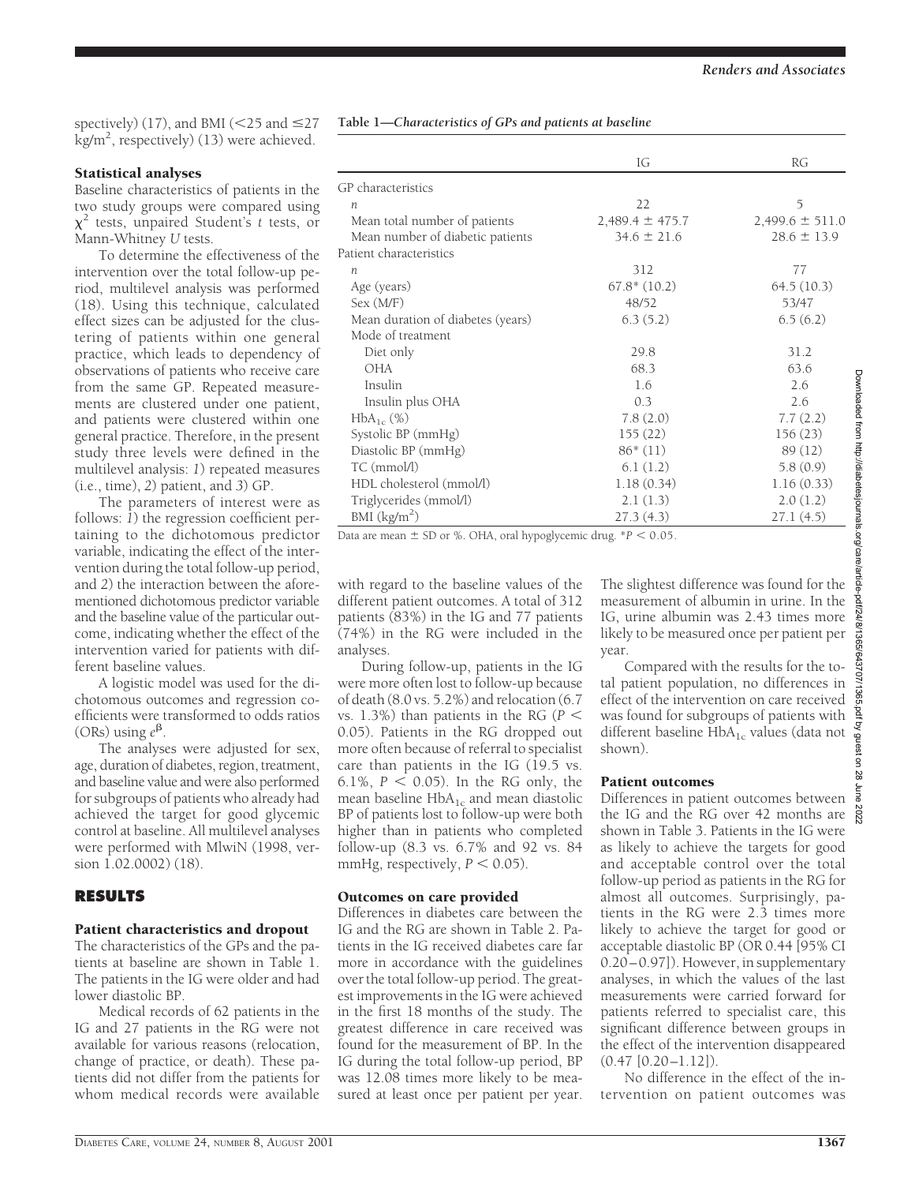spectively) (17), and BMI (<25 and ≤27 $kg/m^2$, respectively) (13) were achieved.

### Statistical analyses

Baseline characteristics of patients in the two study groups were compared using $\chi^2$ tests, unpaired Student's *t* tests, or Mann-Whitney *U* tests.

To determine the effectiveness of the intervention over the total follow-up period, multilevel analysis was performed (18). Using this technique, calculated effect sizes can be adjusted for the clustering of patients within one general practice, which leads to dependency of observations of patients who receive care from the same GP. Repeated measurements are clustered under one patient, and patients were clustered within one general practice. Therefore, in the present study three levels were defined in the multilevel analysis: *1*) repeated measures (i.e., time), *2*) patient, and *3*) GP.

The parameters of interest were as follows: *1*) the regression coefficient pertaining to the dichotomous predictor variable, indicating the effect of the intervention during the total follow-up period, and *2*) the interaction between the aforementioned dichotomous predictor variable and the baseline value of the particular outcome, indicating whether the effect of the intervention varied for patients with different baseline values.

A logistic model was used for the dichotomous outcomes and regression coefficients were transformed to odds ratios (ORs) using $e^{\beta}$.

The analyses were adjusted for sex, age, duration of diabetes, region, treatment, and baseline value and were also performed for subgroups of patients who already had achieved the target for good glycemic control at baseline. All multilevel analyses were performed with MlwiN (1998, version 1.02.0002) (18).

## RESULTS

### Patient characteristics and dropout

The characteristics of the GPs and the patients at baseline are shown in Table 1. The patients in the IG were older and had lower diastolic BP.

Medical records of 62 patients in the IG and 27 patients in the RG were not available for various reasons (relocation, change of practice, or death). These patients did not differ from the patients for whom medical records were available with regard to the baseline values of the different patient outcomes. A total of 312 patients (83%) in the IG and 77 patients (74%) in the RG were included in the analyses.

During follow-up, patients in the IG were more often lost to follow-up because of death (8.0 vs. 5.2%) and relocation (6.7 vs. 1.3%) than patients in the RG ($P < 0.05$). Patients in the RG dropped out more often because of referral to specialist care than patients in the IG (19.5 vs. 6.1%, $P < 0.05$). In the RG only, the mean baseline $HbA_{1c}$ and mean diastolic BP of patients lost to follow-up were both higher than in patients who completed follow-up (8.3 vs. 6.7% and 92 vs. 84 mmHg, respectively, $P < 0.05$).

**Table 1—Characteristics of GPs and patients at baseline**

| | IG | RG |
|---|---|---|
| GP characteristics | | |
| *n* | 22 | 5 |
| Mean total number of patients | 2,489.4 ± 475.7 | 2,499.6 ± 511.0 |
| Mean number of diabetic patients | 34.6 ± 21.6 | 28.6 ± 13.9 |
| Patient characteristics | | |
| *n* | 312 | 77 |
| Age (years) | 67.8* (10.2) | 64.5 (10.3) |
| Sex (M/F) | 48/52 | 53/47 |
| Mean duration of diabetes (years) | 6.3 (5.2) | 6.5 (6.2) |
| Mode of treatment | | |
| Diet only | 29.8 | 31.2 |
| OHA | 68.3 | 63.6 |
| Insulin | 1.6 | 2.6 |
| Insulin plus OHA | 0.3 | 2.6 |
| $HbA_{1c}$ (%) | 7.8 (2.0) | 7.7 (2.2) |
| Systolic BP (mmHg) | 155 (22) | 156 (23) |
| Diastolic BP (mmHg) | 86* (11) | 89 (12) |
| TC (mmol/l) | 6.1 (1.2) | 5.8 (0.9) |
| HDL cholesterol (mmol/l) | 1.18 (0.34) | 1.16 (0.33) |
| Triglycerides (mmol/l) | 2.1 (1.3) | 2.0 (1.2) |
| BMI ($kg/m^2$) | 27.3 (4.3) | 27.1 (4.5) |

Data are mean ± SD or %. OHA, oral hypoglycemic drug. *$P < 0.05$.

### Outcomes on care provided

Differences in diabetes care between the IG and the RG are shown in Table 2. Patients in the IG received diabetes care far more in accordance with the guidelines over the total follow-up period. The greatest improvements in the IG were achieved in the first 18 months of the study. The greatest difference in care received was found for the measurement of BP. In the IG during the total follow-up period, BP was 12.08 times more likely to be measured at least once per patient per year. The slightest difference was found for the measurement of albumin in urine. In the IG, urine albumin was 2.43 times more likely to be measured once per patient per year.

Compared with the results for the total patient population, no differences in effect of the intervention on care received was found for subgroups of patients with different baseline $HbA_{1c}$ values (data not shown).

### Patient outcomes

Differences in patient outcomes between the IG and the RG over 42 months are shown in Table 3. Patients in the IG were as likely to achieve the targets for good and acceptable control over the total follow-up period as patients in the RG for almost all outcomes. Surprisingly, patients in the RG were 2.3 times more likely to achieve the target for good or acceptable diastolic BP (OR 0.44 [95% CI 0.20–0.97]). However, in supplementary analyses, in which the values of the last measurements were carried forward for patients referred to specialist care, this significant difference between groups in the effect of the intervention disappeared (0.47 [0.20–1.12]).

No difference in the effect of the intervention on patient outcomes was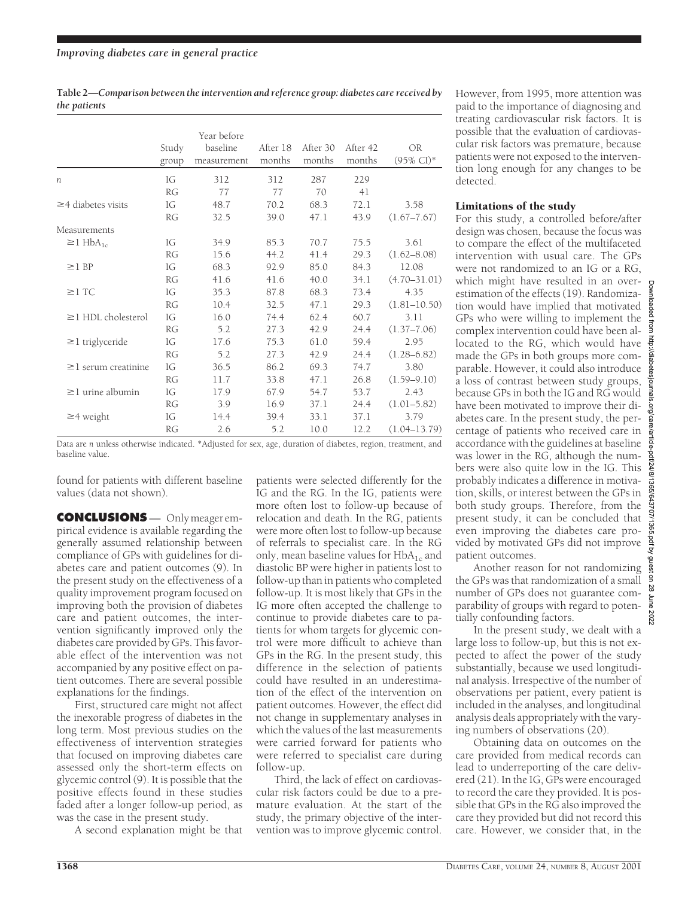**Table 2—*Comparison between the intervention and reference group: diabetes care received by the patients***

| | Study group | Year before baseline measurement | After 18 months | After 30 months | After 42 months | OR (95% CI)* |
|---|---|---|---|---|---|---|
| *n* | IG | 312 | 312 | 287 | 229 | |
| | RG | 77 | 77 | 70 | 41 | |
| ≥4 diabetes visits | IG | 48.7 | 70.2 | 68.3 | 72.1 | 3.58 |
| | RG | 32.5 | 39.0 | 47.1 | 43.9 | (1.67–7.67) |
| Measurements | | | | | | |
| ≥1 $HbA_{1c}$ | IG | 34.9 | 85.3 | 70.7 | 75.5 | 3.61 |
| | RG | 15.6 | 44.2 | 41.4 | 29.3 | (1.62–8.08) |
| ≥1 BP | IG | 68.3 | 92.9 | 85.0 | 84.3 | 12.08 |
| | RG | 41.6 | 41.6 | 40.0 | 34.1 | (4.70–31.01) |
| ≥1 TC | IG | 35.3 | 87.8 | 68.3 | 73.4 | 4.35 |
| | RG | 10.4 | 32.5 | 47.1 | 29.3 | (1.81–10.50) |
| ≥1 HDL cholesterol | IG | 16.0 | 74.4 | 62.4 | 60.7 | 3.11 |
| | RG | 5.2 | 27.3 | 42.9 | 24.4 | (1.37–7.06) |
| ≥1 triglyceride | IG | 17.6 | 75.3 | 61.0 | 59.4 | 2.95 |
| | RG | 5.2 | 27.3 | 42.9 | 24.4 | (1.28–6.82) |
| ≥1 serum creatinine | IG | 36.5 | 86.2 | 69.3 | 74.7 | 3.80 |
| | RG | 11.7 | 33.8 | 47.1 | 26.8 | (1.59–9.10) |
| ≥1 urine albumin | IG | 17.9 | 67.9 | 54.7 | 53.7 | 2.43 |
| | RG | 3.9 | 16.9 | 37.1 | 24.4 | (1.01–5.82) |
| ≥4 weight | IG | 14.4 | 39.4 | 33.1 | 37.1 | 3.79 |
| | RG | 2.6 | 5.2 | 10.0 | 12.2 | (1.04–13.79) |

Data are *n* unless otherwise indicated. *Adjusted for sex, age, duration of diabetes, region, treatment, and baseline value.

found for patients with different baseline values (data not shown).

## CONCLUSIONS

Only meager empirical evidence is available regarding the generally assumed relationship between compliance of GPs with guidelines for diabetes care and patient outcomes (9). In the present study on the effectiveness of a quality improvement program focused on improving both the provision of diabetes care and patient outcomes, the intervention significantly improved only the diabetes care provided by GPs. This favorable effect of the intervention was not accompanied by any positive effect on patient outcomes. There are several possible explanations for the findings.

First, structured care might not affect the inexorable progress of diabetes in the long term. Most previous studies on the effectiveness of intervention strategies that focused on improving diabetes care assessed only the short-term effects on glycemic control (9). It is possible that the positive effects found in these studies faded after a longer follow-up period, as was the case in the present study.

A second explanation might be that patients were selected differently for the IG and the RG. In the IG, patients were more often lost to follow-up because of relocation and death. In the RG, patients were more often lost to follow-up because of referrals to specialist care. In the RG only, mean baseline values for $HbA_{1c}$ and diastolic BP were higher in patients lost to follow-up than in patients who completed follow-up. It is most likely that GPs in the IG more often accepted the challenge to continue to provide diabetes care to patients for whom targets for glycemic control were more difficult to achieve than GPs in the RG. In the present study, this difference in the selection of patients could have resulted in an underestimation of the effect of the intervention on patient outcomes. However, the effect did not change in supplementary analyses in which the values of the last measurements were carried forward for patients who were referred to specialist care during follow-up.

Third, the lack of effect on cardiovascular risk factors could be due to a premature evaluation. At the start of the study, the primary objective of the intervention was to improve glycemic control. However, from 1995, more attention was paid to the importance of diagnosing and treating cardiovascular risk factors. It is possible that the evaluation of cardiovascular risk factors was premature, because patients were not exposed to the intervention long enough for any changes to be detected.

### Limitations of the study

For this study, a controlled before/after design was chosen, because the focus was to compare the effect of the multifaceted intervention with usual care. The GPs were not randomized to an IG or a RG, which might have resulted in an overestimation of the effects (19). Randomization would have implied that motivated GPs who were willing to implement the complex intervention could have been allocated to the RG, which would have made the GPs in both groups more comparable. However, it could also introduce a loss of contrast between study groups, because GPs in both the IG and RG would have been motivated to improve their diabetes care. In the present study, the percentage of patients who received care in accordance with the guidelines at baseline was lower in the RG, although the numbers were also quite low in the IG. This probably indicates a difference in motivation, skills, or interest between the GPs in both study groups. Therefore, from the present study, it can be concluded that even improving the diabetes care provided by motivated GPs did not improve patient outcomes.

Another reason for not randomizing the GPs was that randomization of a small number of GPs does not guarantee comparability of groups with regard to potentially confounding factors.

In the present study, we dealt with a large loss to follow-up, but this is not expected to affect the power of the study substantially, because we used longitudinal analysis. Irrespective of the number of observations per patient, every patient is included in the analyses, and longitudinal analysis deals appropriately with the varying numbers of observations (20).

Obtaining data on outcomes on the care provided from medical records can lead to underreporting of the care delivered (21). In the IG, GPs were encouraged to record the care they provided. It is possible that GPs in the RG also improved the care they provided but did not record this care. However, we consider that, in the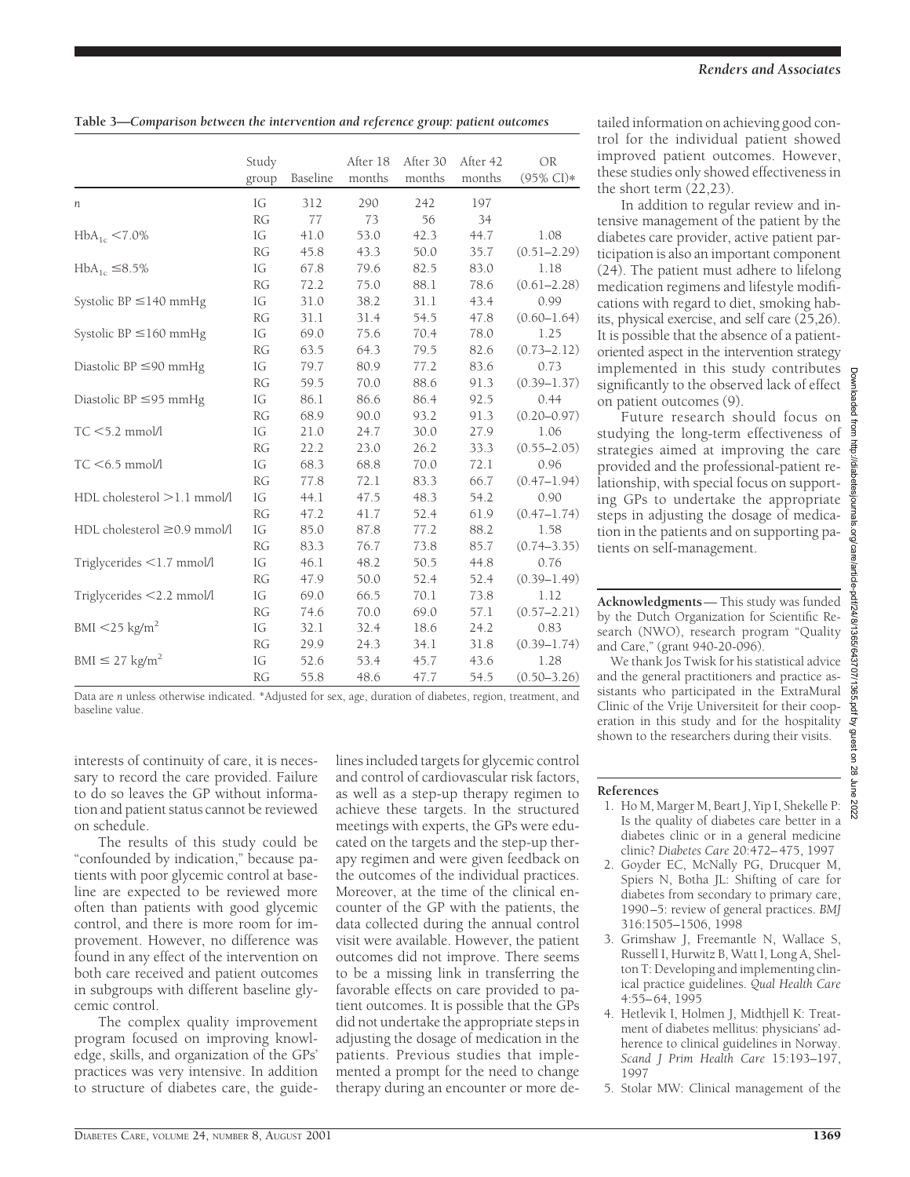**Table 3—Comparison between the intervention and reference group: patient outcomes**

| | Study group | Baseline | After 18 months | After 30 months | After 42 months | OR (95% CI)* |
|---|---|---|---|---|---|---|
| $n$ | IG | 312 | 290 | 242 | 197 | |
| | RG | 77 | 73 | 56 | 34 | |
| $HbA_{1c}$ <7.0% | IG | 41.0 | 53.0 | 42.3 | 44.7 | 1.08 |
| | RG | 45.8 | 43.3 | 50.0 | 35.7 | (0.51–2.29) |
| $HbA_{1c}$ ≤8.5% | IG | 67.8 | 79.6 | 82.5 | 83.0 | 1.18 |
| | RG | 72.2 | 75.0 | 88.1 | 78.6 | (0.61–2.28) |
| Systolic BP ≤140 mmHg | IG | 31.0 | 38.2 | 31.1 | 43.4 | 0.99 |
| | RG | 31.1 | 31.4 | 54.5 | 47.8 | (0.60–1.64) |
| Systolic BP ≤160 mmHg | IG | 69.0 | 75.6 | 70.4 | 78.0 | 1.25 |
| | RG | 63.5 | 64.3 | 79.5 | 82.6 | (0.73–2.12) |
| Diastolic BP ≤90 mmHg | IG | 79.7 | 80.9 | 77.2 | 83.6 | 0.73 |
| | RG | 59.5 | 70.0 | 88.6 | 91.3 | (0.39–1.37) |
| Diastolic BP ≤95 mmHg | IG | 86.1 | 86.6 | 86.4 | 92.5 | 0.44 |
| | RG | 68.9 | 90.0 | 93.2 | 91.3 | (0.20–0.97) |
| TC <5.2 mmol/l | IG | 21.0 | 24.7 | 30.0 | 27.9 | 1.06 |
| | RG | 22.2 | 23.0 | 26.2 | 33.3 | (0.55–2.05) |
| TC <6.5 mmol/l | IG | 68.3 | 68.8 | 70.0 | 72.1 | 0.96 |
| | RG | 77.8 | 72.1 | 83.3 | 66.7 | (0.47–1.94) |
| HDL cholesterol >1.1 mmol/l | IG | 44.1 | 47.5 | 48.3 | 54.2 | 0.90 |
| | RG | 47.2 | 41.7 | 52.4 | 61.9 | (0.47–1.74) |
| HDL cholesterol ≥0.9 mmol/l | IG | 85.0 | 87.8 | 77.2 | 88.2 | 1.58 |
| | RG | 83.3 | 76.7 | 73.8 | 85.7 | (0.74–3.35) |
| Triglycerides <1.7 mmol/l | IG | 46.1 | 48.2 | 50.5 | 44.8 | 0.76 |
| | RG | 47.9 | 50.0 | 52.4 | 52.4 | (0.39–1.49) |
| Triglycerides <2.2 mmol/l | IG | 69.0 | 66.5 | 70.1 | 73.8 | 1.12 |
| | RG | 74.6 | 70.0 | 69.0 | 57.1 | (0.57–2.21) |
| BMI <25 $kg/m^2$ | IG | 32.1 | 32.4 | 18.6 | 24.2 | 0.83 |
| | RG | 29.9 | 24.3 | 34.1 | 31.8 | (0.39–1.74) |
| BMI ≤ 27 $kg/m^2$ | IG | 52.6 | 53.4 | 45.7 | 43.6 | 1.28 |
| | RG | 55.8 | 48.6 | 47.7 | 54.5 | (0.50–3.26) |

Data are *n* unless otherwise indicated. *Adjusted for sex, age, duration of diabetes, region, treatment, and baseline value.

interests of continuity of care, it is necessary to record the care provided. Failure to do so leaves the GP without information and patient status cannot be reviewed on schedule.

The results of this study could be "confounded by indication," because patients with poor glycemic control at baseline are expected to be reviewed more often than patients with good glycemic control, and there is more room for improvement. However, no difference was found in any effect of the intervention on both care received and patient outcomes in subgroups with different baseline glycemic control.

The complex quality improvement program focused on improving knowledge, skills, and organization of the GPs' practices was very intensive. In addition to structure of diabetes care, the guidelines included targets for glycemic control and control of cardiovascular risk factors, as well as a step-up therapy regimen to achieve these targets. In the structured meetings with experts, the GPs were educated on the targets and the step-up therapy regimen and were given feedback on the outcomes of the individual practices. Moreover, at the time of the clinical encounter of the GP with the patients, the data collected during the annual control visit were available. However, the patient outcomes did not improve. There seems to be a missing link in transferring the favorable effects on care provided to patient outcomes. It is possible that the GPs did not undertake the appropriate steps in adjusting the dosage of medication in the patients. Previous studies that implemented a prompt for the need to change therapy during an encounter or more detailed information on achieving good control for the individual patient showed improved patient outcomes. However, these studies only showed effectiveness in the short term (22,23).

In addition to regular review and intensive management of the patient by the diabetes care provider, active patient participation is also an important component (24). The patient must adhere to lifelong medication regimens and lifestyle modifications with regard to diet, smoking habits, physical exercise, and self care (25,26). It is possible that the absence of a patient-oriented aspect in the intervention strategy implemented in this study contributes significantly to the observed lack of effect on patient outcomes (9).

Future research should focus on studying the long-term effectiveness of strategies aimed at improving the care provided and the professional-patient relationship, with special focus on supporting GPs to undertake the appropriate steps in adjusting the dosage of medication in the patients and on supporting patients on self-management.

**Acknowledgments**— This study was funded by the Dutch Organization for Scientific Research (NWO), research program "Quality and Care," (grant 940-20-096).

We thank Jos Twisk for his statistical advice and the general practitioners and practice assistants who participated in the ExtraMural Clinic of the Vrije Universiteit for their cooperation in this study and for the hospitality shown to the researchers during their visits.

## References

1. Ho M, Marger M, Beart J, Yip I, Shekelle P: Is the quality of diabetes care better in a diabetes clinic or in a general medicine clinic? *Diabetes Care* 20:472–475, 1997
2. Goyder EC, McNally PG, Drucquer M, Spiers N, Botha JL: Shifting of care for diabetes from secondary to primary care, 1990–5: review of general practices. *BMJ* 316:1505–1506, 1998
3. Grimshaw J, Freemantle N, Wallace S, Russell I, Hurwitz B, Watt I, Long A, Shelton T: Developing and implementing clinical practice guidelines. *Qual Health Care* 4:55–64, 1995
4. Hetlevik I, Holmen J, Midthjell K: Treatment of diabetes mellitus: physicians' adherence to clinical guidelines in Norway. *Scand J Prim Health Care* 15:193–197, 1997
5. Stolar MW: Clinical management of the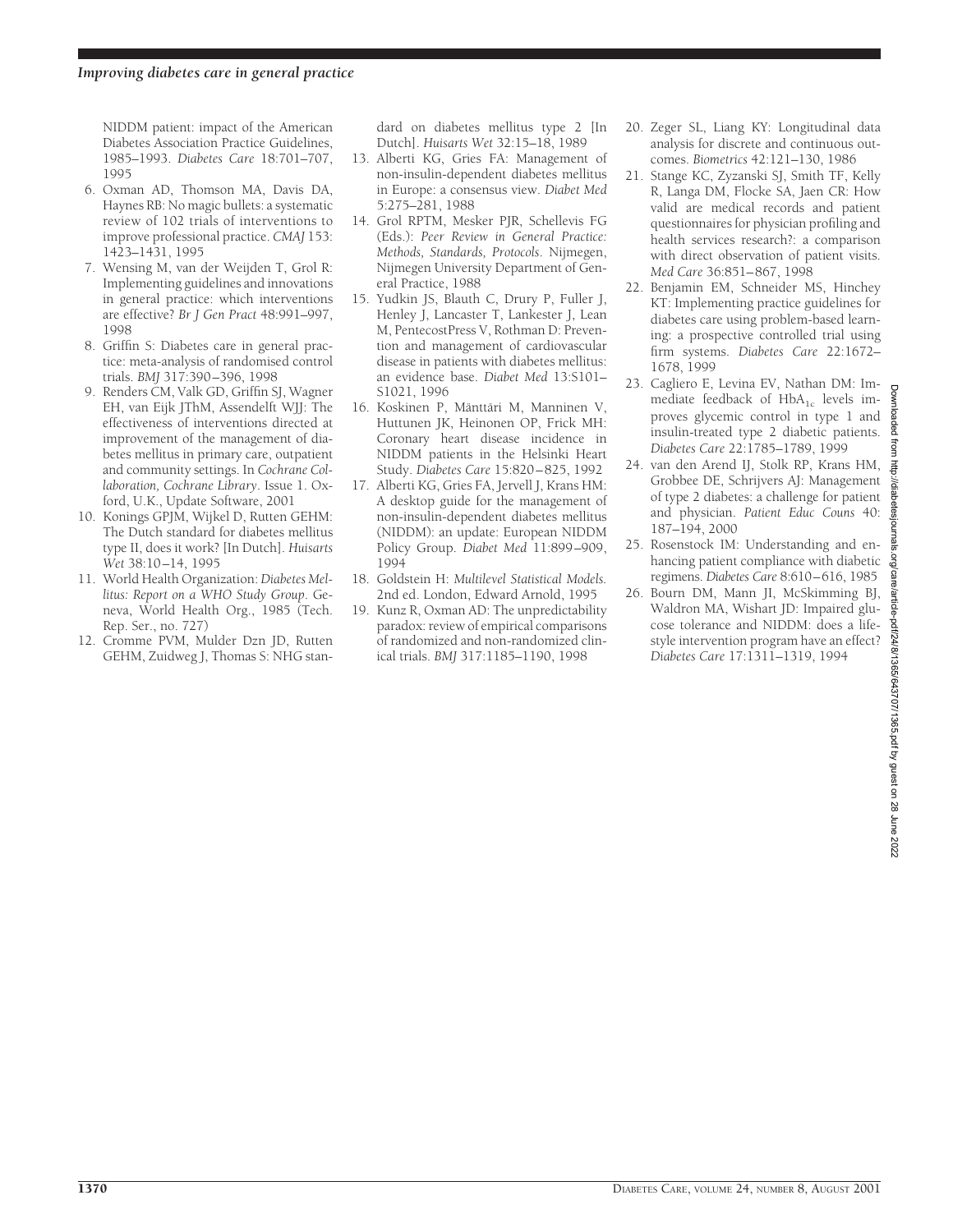NIDDM patient: impact of the American Diabetes Association Practice Guidelines, 1985–1993. *Diabetes Care* 18:701–707, 1995

6. Oxman AD, Thomson MA, Davis DA, Haynes RB: No magic bullets: a systematic review of 102 trials of interventions to improve professional practice. *CMAJ* 153: 1423–1431, 1995
7. Wensing M, van der Weijden T, Grol R: Implementing guidelines and innovations in general practice: which interventions are effective? *Br J Gen Pract* 48:991–997, 1998
8. Griffin S: Diabetes care in general practice: meta-analysis of randomised control trials. *BMJ* 317:390–396, 1998
9. Renders CM, Valk GD, Griffin SJ, Wagner EH, van Eijk JThM, Assendelft WJJ: The effectiveness of interventions directed at improvement of the management of diabetes mellitus in primary care, outpatient and community settings. In *Cochrane Collaboration, Cochrane Library*. Issue 1. Oxford, U.K., Update Software, 2001
10. Konings GPJM, Wijkel D, Rutten GEHM: The Dutch standard for diabetes mellitus type II, does it work? [In Dutch]. *Huisarts Wet* 38:10–14, 1995
11. World Health Organization: *Diabetes Mellitus: Report on a WHO Study Group*. Geneva, World Health Org., 1985 (Tech. Rep. Ser., no. 727)
12. Cromme PVM, Mulder Dzn JD, Rutten GEHM, Zuidweg J, Thomas S: NHG standard on diabetes mellitus type 2 [In Dutch]. *Huisarts Wet* 32:15–18, 1989
13. Alberti KG, Gries FA: Management of non-insulin-dependent diabetes mellitus in Europe: a consensus view. *Diabet Med* 5:275–281, 1988
14. Grol RPTM, Mesker PJR, Schellevis FG (Eds.): *Peer Review in General Practice: Methods, Standards, Protocols*. Nijmegen, Nijmegen University Department of General Practice, 1988
15. Yudkin JS, Blauth C, Drury P, Fuller J, Henley J, Lancaster T, Lankester J, Lean M, PentecostPress V, Rothman D: Prevention and management of cardiovascular disease in patients with diabetes mellitus: an evidence base. *Diabet Med* 13:S101–S1021, 1996
16. Koskinen P, Mänttäri M, Manninen V, Huttunen JK, Heinonen OP, Frick MH: Coronary heart disease incidence in NIDDM patients in the Helsinki Heart Study. *Diabetes Care* 15:820–825, 1992
17. Alberti KG, Gries FA, Jervell J, Krans HM: A desktop guide for the management of non-insulin-dependent diabetes mellitus (NIDDM): an update: European NIDDM Policy Group. *Diabet Med* 11:899–909, 1994
18. Goldstein H: *Multilevel Statistical Models*. 2nd ed. London, Edward Arnold, 1995
19. Kunz R, Oxman AD: The unpredictability paradox: review of empirical comparisons of randomized and non-randomized clinical trials. *BMJ* 317:1185–1190, 1998
20. Zeger SL, Liang KY: Longitudinal data analysis for discrete and continuous outcomes. *Biometrics* 42:121–130, 1986
21. Stange KC, Zyzanski SJ, Smith TF, Kelly R, Langa DM, Flocke SA, Jaen CR: How valid are medical records and patient questionnaires for physician profiling and health services research?: a comparison with direct observation of patient visits. *Med Care* 36:851–867, 1998
22. Benjamin EM, Schneider MS, Hinchey KT: Implementing practice guidelines for diabetes care using problem-based learning: a prospective controlled trial using firm systems. *Diabetes Care* 22:1672–1678, 1999
23. Cagliero E, Levina EV, Nathan DM: Immediate feedback of $HbA_{1c}$ levels improves glycemic control in type 1 and insulin-treated type 2 diabetic patients. *Diabetes Care* 22:1785–1789, 1999
24. van den Arend IJ, Stolk RP, Krans HM, Grobbee DE, Schrijvers AJ: Management of type 2 diabetes: a challenge for patient and physician. *Patient Educ Couns* 40: 187–194, 2000
25. Rosenstock IM: Understanding and enhancing patient compliance with diabetic regimens. *Diabetes Care* 8:610–616, 1985
26. Bourn DM, Mann JI, McSkimming BJ, Waldron MA, Wishart JD: Impaired glucose tolerance and NIDDM: does a lifestyle intervention program have an effect? *Diabetes Care* 17:1311–1319, 1994